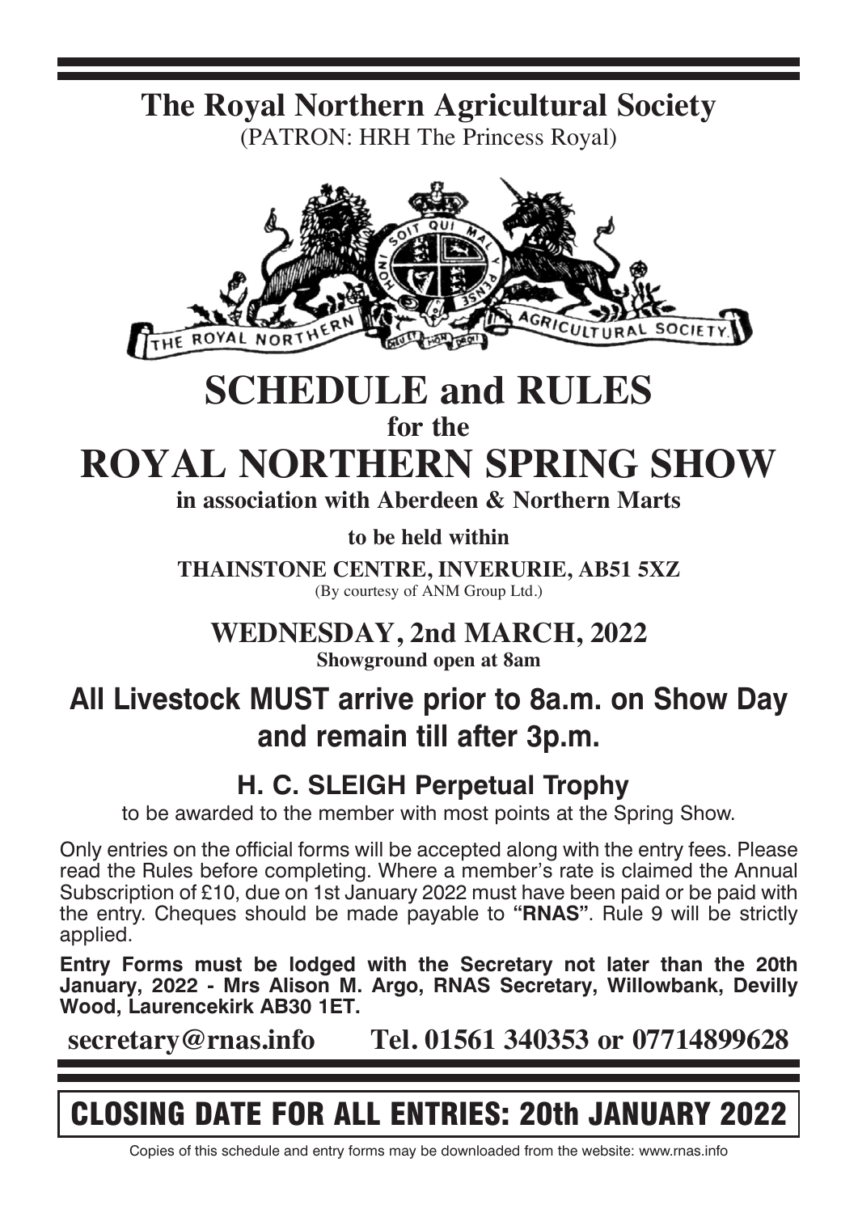# The Royal Northern Agricultural Society

(PATRON: HRH The Princess Royal)

# SCHEDULE and RULES

**for the**

# ROYAL NORTHERN SPRING SHOW

**in association with Aberdeen & Northern Marts**

**to be held within**

**THAINSTONE CENTRE, INVERURIE, AB51 5XZ**

(By courtesy of ANM Group Ltd.)

## WEDNESDAY, 2nd MARCH, 2022

**Showground open at 8am**

## All Livestock MUST arrive prior to 8a.m. on Show Day and remain till after 3p.m.

### H. C. SLEIGH Perpetual Trophy

to be awarded to the member with most points at the Spring Show.

Only entries on the official forms will be accepted along with the entry fees. Please read the Rules before completing. Where a member's rate is claimed the Annual Subscription of £10, due on 1st January 2022 must have been paid or be paid with the entry. Cheques should be made payable to **"RNAS"**. Rule 9 will be strictly applied.

**Entry Forms must be lodged with the Secretary not later than the 20th January, 2022 - Mrs Alison M. Argo, RNAS Secretary, Willowbank, Devilly Wood, Laurencekirk AB30 1ET.**

**secretary@rnas.info Tel. 01561 340353 or 07714899628**

## CLOSING DATE FOR ALL ENTRIES: 20th JANUARY 2022

Copies of this schedule and entry forms may be downloaded from the website: www.rnas.info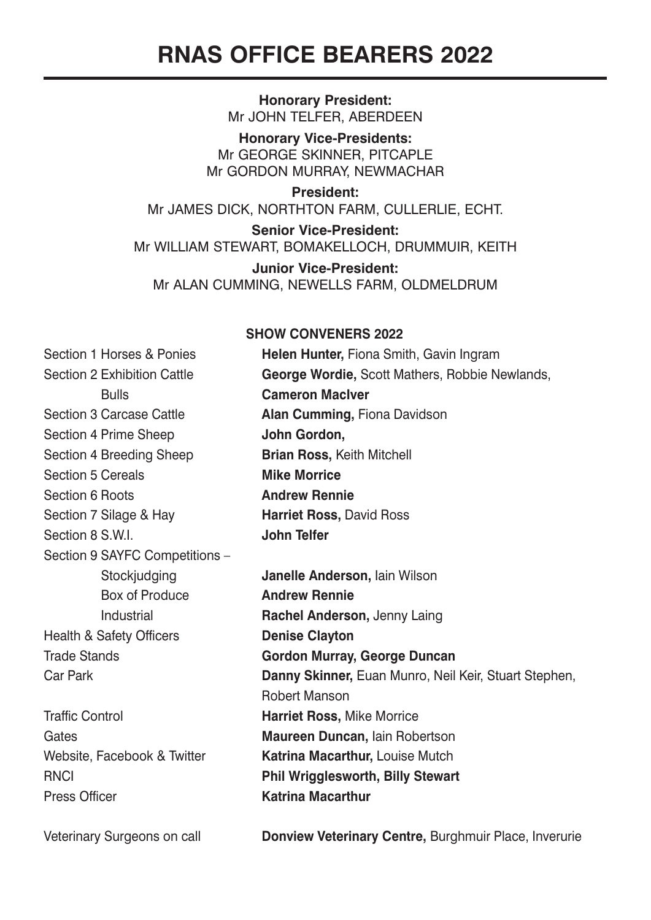# RNAS OFFICE BEARERS 2022

**Honorary President:**
Mr JOHN TELFER, ABERDEEN

**Honorary Vice-Presidents:**
Mr GEORGE SKINNER, PITCAPLE
Mr GORDON MURRAY, NEWMACHAR

**President:**
Mr JAMES DICK, NORTHTON FARM, CULLERLIE, ECHT.

**Senior Vice-President:**
Mr WILLIAM STEWART, BOMAKELLOCH, DRUMMUIR, KEITH

**Junior Vice-President:**
Mr ALAN CUMMING, NEWELLS FARM, OLDMELDRUM

## SHOW CONVENERS 2022

| | |
|---|---|
| Section 1 Horses & Ponies | **Helen Hunter,** Fiona Smith, Gavin Ingram |
| Section 2 Exhibition Cattle | **George Wordie,** Scott Mathers, Robbie Newlands, |
| Bulls | **Cameron MacIver** |
| Section 3 Carcase Cattle | **Alan Cumming,** Fiona Davidson |
| Section 4 Prime Sheep | **John Gordon,** |
| Section 4 Breeding Sheep | **Brian Ross,** Keith Mitchell |
| Section 5 Cereals | **Mike Morrice** |
| Section 6 Roots | **Andrew Rennie** |
| Section 7 Silage & Hay | **Harriet Ross,** David Ross |
| Section 8 S.W.I. | **John Telfer** |
| Section 9 SAYFC Competitions – | |
| Stockjudging | **Janelle Anderson,** Iain Wilson |
| Box of Produce | **Andrew Rennie** |
| Industrial | **Rachel Anderson,** Jenny Laing |
| Health & Safety Officers | **Denise Clayton** |
| Trade Stands | **Gordon Murray, George Duncan** |
| Car Park | **Danny Skinner,** Euan Munro, Neil Keir, Stuart Stephen, Robert Manson |
| Traffic Control | **Harriet Ross,** Mike Morrice |
| Gates | **Maureen Duncan,** Iain Robertson |
| Website, Facebook & Twitter | **Katrina Macarthur,** Louise Mutch |
| RNCI | **Phil Wrigglesworth, Billy Stewart** |
| Press Officer | **Katrina Macarthur** |

Veterinary Surgeons on call — **Donview Veterinary Centre,** Burghmuir Place, Inverurie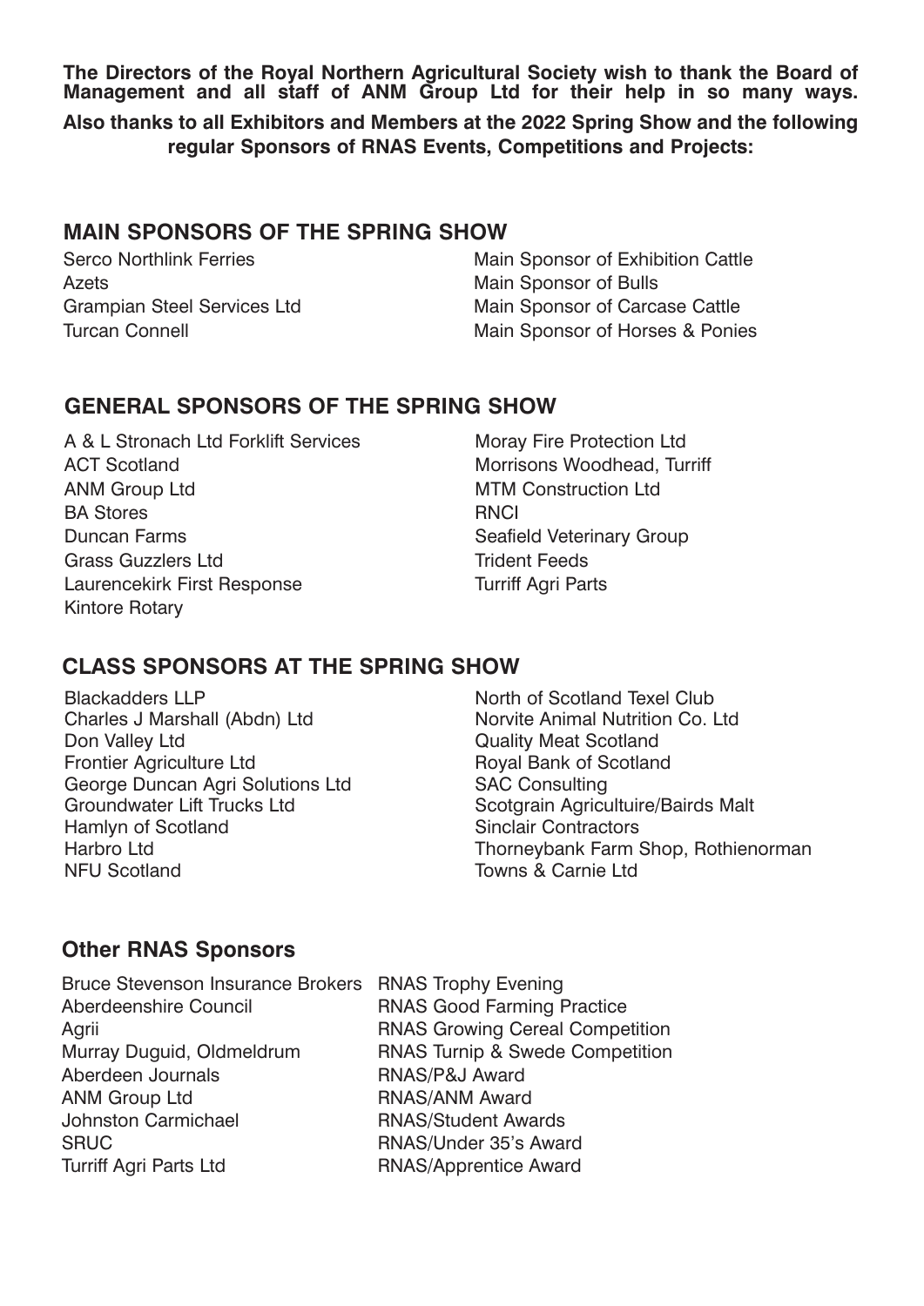**The Directors of the Royal Northern Agricultural Society wish to thank the Board of Management and all staff of ANM Group Ltd for their help in so many ways.**

**Also thanks to all Exhibitors and Members at the 2022 Spring Show and the following regular Sponsors of RNAS Events, Competitions and Projects:**

## MAIN SPONSORS OF THE SPRING SHOW

| Sponsor | Role |
|---|---|
| Serco Northlink Ferries | Main Sponsor of Exhibition Cattle |
| Azets | Main Sponsor of Bulls |
| Grampian Steel Services Ltd | Main Sponsor of Carcase Cattle |
| Turcan Connell | Main Sponsor of Horses & Ponies |

## GENERAL SPONSORS OF THE SPRING SHOW

A & L Stronach Ltd Forklift Services
ACT Scotland
ANM Group Ltd
BA Stores
Duncan Farms
Grass Guzzlers Ltd
Laurencekirk First Response
Kintore Rotary
Moray Fire Protection Ltd
Morrisons Woodhead, Turriff
MTM Construction Ltd
RNCI
Seafield Veterinary Group
Trident Feeds
Turriff Agri Parts

## CLASS SPONSORS AT THE SPRING SHOW

Blackadders LLP
Charles J Marshall (Abdn) Ltd
Don Valley Ltd
Frontier Agriculture Ltd
George Duncan Agri Solutions Ltd
Groundwater Lift Trucks Ltd
Hamlyn of Scotland
Harbro Ltd
NFU Scotland
North of Scotland Texel Club
Norvite Animal Nutrition Co. Ltd
Quality Meat Scotland
Royal Bank of Scotland
SAC Consulting
Scotgrain Agricultuire/Bairds Malt
Sinclair Contractors
Thorneybank Farm Shop, Rothienorman
Towns & Carnie Ltd

## Other RNAS Sponsors

| Sponsor | Event |
|---|---|
| Bruce Stevenson Insurance Brokers | RNAS Trophy Evening |
| Aberdeenshire Council | RNAS Good Farming Practice |
| Agrii | RNAS Growing Cereal Competition |
| Murray Duguid, Oldmeldrum | RNAS Turnip & Swede Competition |
| Aberdeen Journals | RNAS/P&J Award |
| ANM Group Ltd | RNAS/ANM Award |
| Johnston Carmichael | RNAS/Student Awards |
| SRUC | RNAS/Under 35's Award |
| Turriff Agri Parts Ltd | RNAS/Apprentice Award |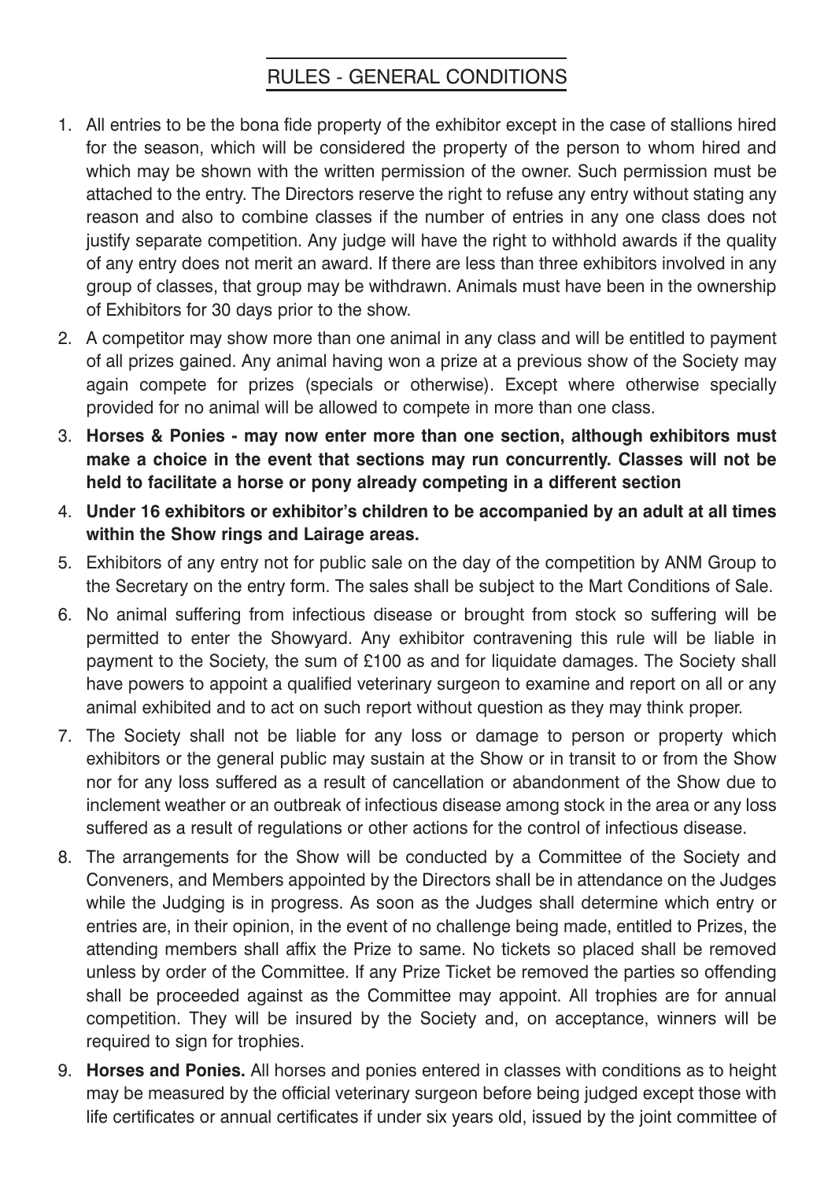## RULES - GENERAL CONDITIONS

1. All entries to be the bona fide property of the exhibitor except in the case of stallions hired for the season, which will be considered the property of the person to whom hired and which may be shown with the written permission of the owner. Such permission must be attached to the entry. The Directors reserve the right to refuse any entry without stating any reason and also to combine classes if the number of entries in any one class does not justify separate competition. Any judge will have the right to withhold awards if the quality of any entry does not merit an award. If there are less than three exhibitors involved in any group of classes, that group may be withdrawn. Animals must have been in the ownership of Exhibitors for 30 days prior to the show.
2. A competitor may show more than one animal in any class and will be entitled to payment of all prizes gained. Any animal having won a prize at a previous show of the Society may again compete for prizes (specials or otherwise). Except where otherwise specially provided for no animal will be allowed to compete in more than one class.
3. **Horses & Ponies - may now enter more than one section, although exhibitors must make a choice in the event that sections may run concurrently. Classes will not be held to facilitate a horse or pony already competing in a different section**
4. **Under 16 exhibitors or exhibitor's children to be accompanied by an adult at all times within the Show rings and Lairage areas.**
5. Exhibitors of any entry not for public sale on the day of the competition by ANM Group to the Secretary on the entry form. The sales shall be subject to the Mart Conditions of Sale.
6. No animal suffering from infectious disease or brought from stock so suffering will be permitted to enter the Showyard. Any exhibitor contravening this rule will be liable in payment to the Society, the sum of £100 as and for liquidate damages. The Society shall have powers to appoint a qualified veterinary surgeon to examine and report on all or any animal exhibited and to act on such report without question as they may think proper.
7. The Society shall not be liable for any loss or damage to person or property which exhibitors or the general public may sustain at the Show or in transit to or from the Show nor for any loss suffered as a result of cancellation or abandonment of the Show due to inclement weather or an outbreak of infectious disease among stock in the area or any loss suffered as a result of regulations or other actions for the control of infectious disease.
8. The arrangements for the Show will be conducted by a Committee of the Society and Conveners, and Members appointed by the Directors shall be in attendance on the Judges while the Judging is in progress. As soon as the Judges shall determine which entry or entries are, in their opinion, in the event of no challenge being made, entitled to Prizes, the attending members shall affix the Prize to same. No tickets so placed shall be removed unless by order of the Committee. If any Prize Ticket be removed the parties so offending shall be proceeded against as the Committee may appoint. All trophies are for annual competition. They will be insured by the Society and, on acceptance, winners will be required to sign for trophies.
9. **Horses and Ponies.** All horses and ponies entered in classes with conditions as to height may be measured by the official veterinary surgeon before being judged except those with life certificates or annual certificates if under six years old, issued by the joint committee of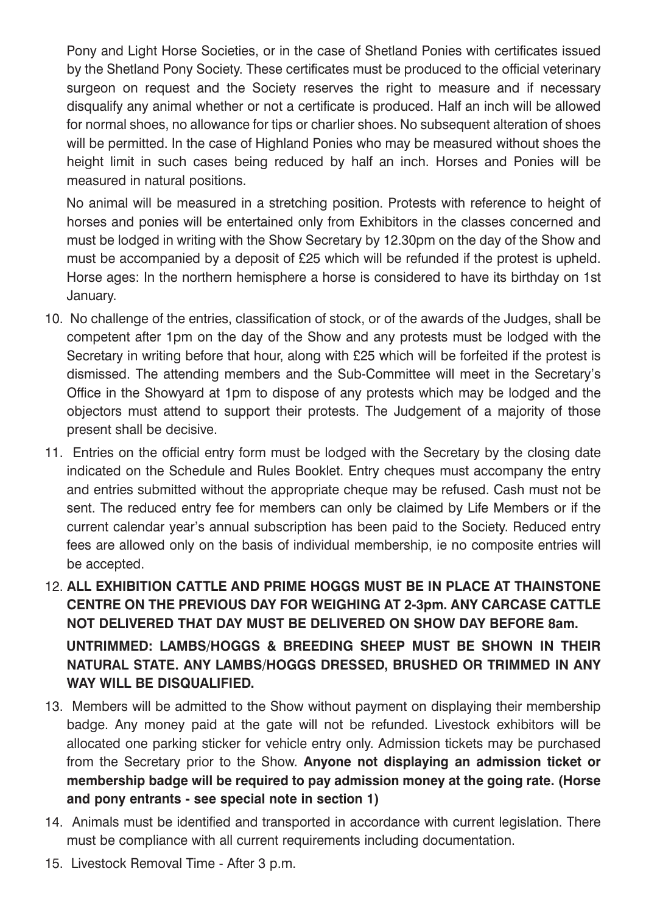Pony and Light Horse Societies, or in the case of Shetland Ponies with certificates issued by the Shetland Pony Society. These certificates must be produced to the official veterinary surgeon on request and the Society reserves the right to measure and if necessary disqualify any animal whether or not a certificate is produced. Half an inch will be allowed for normal shoes, no allowance for tips or charlier shoes. No subsequent alteration of shoes will be permitted. In the case of Highland Ponies who may be measured without shoes the height limit in such cases being reduced by half an inch. Horses and Ponies will be measured in natural positions.

No animal will be measured in a stretching position. Protests with reference to height of horses and ponies will be entertained only from Exhibitors in the classes concerned and must be lodged in writing with the Show Secretary by 12.30pm on the day of the Show and must be accompanied by a deposit of £25 which will be refunded if the protest is upheld. Horse ages: In the northern hemisphere a horse is considered to have its birthday on 1st January.

10. No challenge of the entries, classification of stock, or of the awards of the Judges, shall be competent after 1pm on the day of the Show and any protests must be lodged with the Secretary in writing before that hour, along with £25 which will be forfeited if the protest is dismissed. The attending members and the Sub-Committee will meet in the Secretary's Office in the Showyard at 1pm to dispose of any protests which may be lodged and the objectors must attend to support their protests. The Judgement of a majority of those present shall be decisive.

11. Entries on the official entry form must be lodged with the Secretary by the closing date indicated on the Schedule and Rules Booklet. Entry cheques must accompany the entry and entries submitted without the appropriate cheque may be refused. Cash must not be sent. The reduced entry fee for members can only be claimed by Life Members or if the current calendar year's annual subscription has been paid to the Society. Reduced entry fees are allowed only on the basis of individual membership, ie no composite entries will be accepted.

12. **ALL EXHIBITION CATTLE AND PRIME HOGGS MUST BE IN PLACE AT THAINSTONE CENTRE ON THE PREVIOUS DAY FOR WEIGHING AT 2-3pm. ANY CARCASE CATTLE NOT DELIVERED THAT DAY MUST BE DELIVERED ON SHOW DAY BEFORE 8am.**

    **UNTRIMMED: LAMBS/HOGGS & BREEDING SHEEP MUST BE SHOWN IN THEIR NATURAL STATE. ANY LAMBS/HOGGS DRESSED, BRUSHED OR TRIMMED IN ANY WAY WILL BE DISQUALIFIED.**

13. Members will be admitted to the Show without payment on displaying their membership badge. Any money paid at the gate will not be refunded. Livestock exhibitors will be allocated one parking sticker for vehicle entry only. Admission tickets may be purchased from the Secretary prior to the Show. **Anyone not displaying an admission ticket or membership badge will be required to pay admission money at the going rate. (Horse and pony entrants - see special note in section 1)**

14. Animals must be identified and transported in accordance with current legislation. There must be compliance with all current requirements including documentation.

15. Livestock Removal Time - After 3 p.m.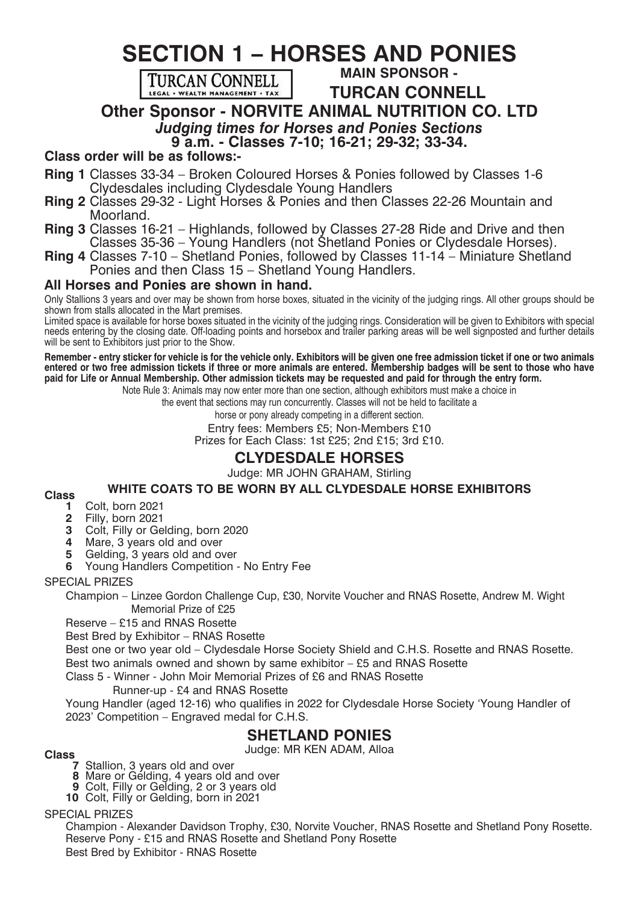# SECTION 1 – HORSES AND PONIES

TURCAN CONNELL
LEGAL • WEALTH MANAGEMENT • TAX

**MAIN SPONSOR -**

## TURCAN CONNELL

### Other Sponsor - NORVITE ANIMAL NUTRITION CO. LTD

***Judging times for Horses and Ponies Sections***

**9 a.m. - Classes 7-10; 16-21; 29-32; 33-34.**

**Class order will be as follows:-**

**Ring 1** Classes 33-34 – Broken Coloured Horses & Ponies followed by Classes 1-6 Clydesdales including Clydesdale Young Handlers

**Ring 2** Classes 29-32 - Light Horses & Ponies and then Classes 22-26 Mountain and Moorland.

**Ring 3** Classes 16-21 – Highlands, followed by Classes 27-28 Ride and Drive and then Classes 35-36 – Young Handlers (not Shetland Ponies or Clydesdale Horses).

**Ring 4** Classes 7-10 – Shetland Ponies, followed by Classes 11-14 – Miniature Shetland Ponies and then Class 15 – Shetland Young Handlers.

**All Horses and Ponies are shown in hand.**

Only Stallions 3 years and over may be shown from horse boxes, situated in the vicinity of the judging rings. All other groups should be shown from stalls allocated in the Mart premises.

Limited space is available for horse boxes situated in the vicinity of the judging rings. Consideration will be given to Exhibitors with special needs entering by the closing date. Off-loading points and horsebox and trailer parking areas will be well signposted and further details will be sent to Exhibitors just prior to the Show.

**Remember - entry sticker for vehicle is for the vehicle only. Exhibitors will be given one free admission ticket if one or two animals entered or two free admission tickets if three or more animals are entered. Membership badges will be sent to those who have paid for Life or Annual Membership. Other admission tickets may be requested and paid for through the entry form.**

Note Rule 3: Animals may now enter more than one section, although exhibitors must make a choice in the event that sections may run concurrently. Classes will not be held to facilitate a horse or pony already competing in a different section.

Entry fees: Members £5; Non-Members £10

Prizes for Each Class: 1st £25; 2nd £15; 3rd £10.

## CLYDESDALE HORSES

Judge: MR JOHN GRAHAM, Stirling

**WHITE COATS TO BE WORN BY ALL CLYDESDALE HORSE EXHIBITORS**

**Class**

- **1** Colt, born 2021
- **2** Filly, born 2021
- **3** Colt, Filly or Gelding, born 2020
- **4** Mare, 3 years old and over
- **5** Gelding, 3 years old and over
- **6** Young Handlers Competition - No Entry Fee

SPECIAL PRIZES

Champion – Linzee Gordon Challenge Cup, £30, Norvite Voucher and RNAS Rosette, Andrew M. Wight Memorial Prize of £25

Reserve – £15 and RNAS Rosette

Best Bred by Exhibitor – RNAS Rosette

Best one or two year old – Clydesdale Horse Society Shield and C.H.S. Rosette and RNAS Rosette.

Best two animals owned and shown by same exhibitor – £5 and RNAS Rosette

Class 5 - Winner - John Moir Memorial Prizes of £6 and RNAS Rosette

Runner-up - £4 and RNAS Rosette

Young Handler (aged 12-16) who qualifies in 2022 for Clydesdale Horse Society 'Young Handler of 2023' Competition – Engraved medal for C.H.S.

## SHETLAND PONIES

Judge: MR KEN ADAM, Alloa

**Class**

- **7** Stallion, 3 years old and over
- **8** Mare or Gelding, 4 years old and over
- **9** Colt, Filly or Gelding, 2 or 3 years old
- **10** Colt, Filly or Gelding, born in 2021

SPECIAL PRIZES

Champion - Alexander Davidson Trophy, £30, Norvite Voucher, RNAS Rosette and Shetland Pony Rosette.

Reserve Pony - £15 and RNAS Rosette and Shetland Pony Rosette

Best Bred by Exhibitor - RNAS Rosette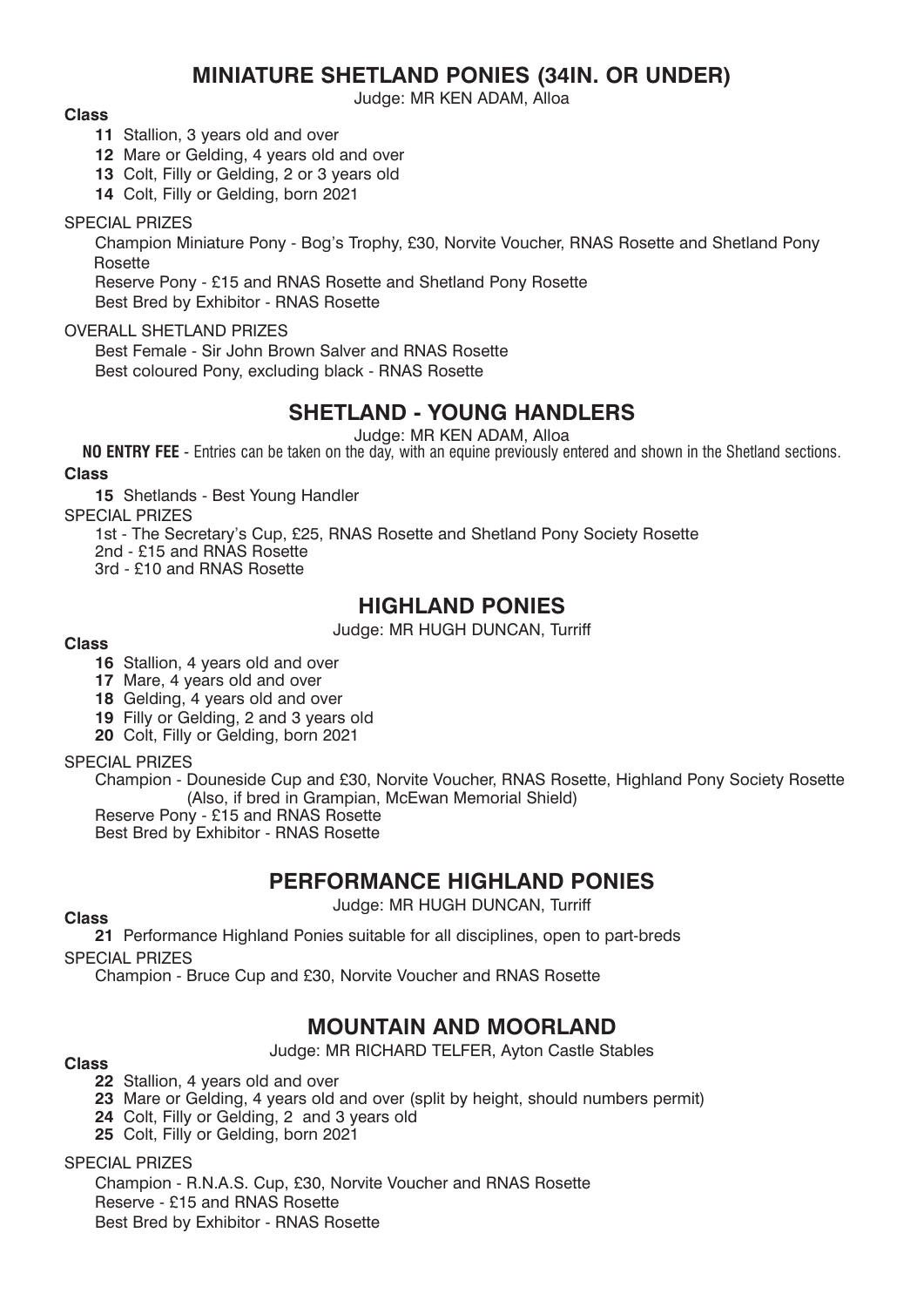## MINIATURE SHETLAND PONIES (34IN. OR UNDER)

Judge: MR KEN ADAM, Alloa

**Class**

- **11** Stallion, 3 years old and over
- **12** Mare or Gelding, 4 years old and over
- **13** Colt, Filly or Gelding, 2 or 3 years old
- **14** Colt, Filly or Gelding, born 2021

SPECIAL PRIZES

Champion Miniature Pony - Bog's Trophy, £30, Norvite Voucher, RNAS Rosette and Shetland Pony Rosette

Reserve Pony - £15 and RNAS Rosette and Shetland Pony Rosette

Best Bred by Exhibitor - RNAS Rosette

OVERALL SHETLAND PRIZES

Best Female - Sir John Brown Salver and RNAS Rosette

Best coloured Pony, excluding black - RNAS Rosette

## SHETLAND - YOUNG HANDLERS

Judge: MR KEN ADAM, Alloa

**NO ENTRY FEE** - Entries can be taken on the day, with an equine previously entered and shown in the Shetland sections.

**Class**

- **15** Shetlands - Best Young Handler

SPECIAL PRIZES

1st - The Secretary's Cup, £25, RNAS Rosette and Shetland Pony Society Rosette

2nd - £15 and RNAS Rosette

3rd - £10 and RNAS Rosette

## HIGHLAND PONIES

Judge: MR HUGH DUNCAN, Turriff

**Class**

- **16** Stallion, 4 years old and over
- **17** Mare, 4 years old and over
- **18** Gelding, 4 years old and over
- **19** Filly or Gelding, 2 and 3 years old
- **20** Colt, Filly or Gelding, born 2021

SPECIAL PRIZES

Champion - Douneside Cup and £30, Norvite Voucher, RNAS Rosette, Highland Pony Society Rosette (Also, if bred in Grampian, McEwan Memorial Shield)

Reserve Pony - £15 and RNAS Rosette

Best Bred by Exhibitor - RNAS Rosette

## PERFORMANCE HIGHLAND PONIES

Judge: MR HUGH DUNCAN, Turriff

**Class**

- **21** Performance Highland Ponies suitable for all disciplines, open to part-breds

SPECIAL PRIZES

Champion - Bruce Cup and £30, Norvite Voucher and RNAS Rosette

## MOUNTAIN AND MOORLAND

Judge: MR RICHARD TELFER, Ayton Castle Stables

**Class**

- **22** Stallion, 4 years old and over
- **23** Mare or Gelding, 4 years old and over (split by height, should numbers permit)
- **24** Colt, Filly or Gelding, 2 and 3 years old
- **25** Colt, Filly or Gelding, born 2021

SPECIAL PRIZES

Champion - R.N.A.S. Cup, £30, Norvite Voucher and RNAS Rosette

Reserve - £15 and RNAS Rosette

Best Bred by Exhibitor - RNAS Rosette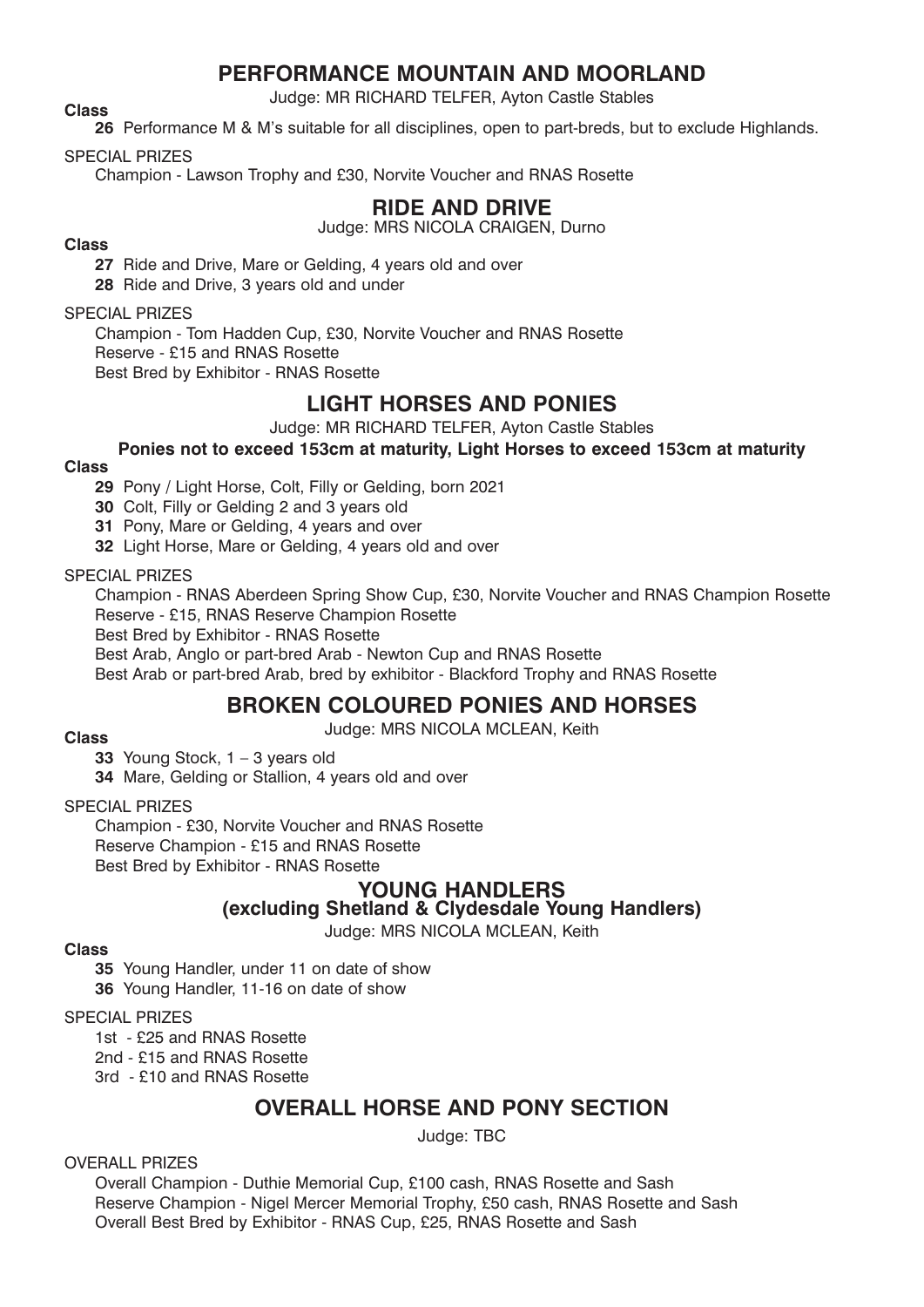## PERFORMANCE MOUNTAIN AND MOORLAND

Judge: MR RICHARD TELFER, Ayton Castle Stables

**Class**

**26** Performance M & M's suitable for all disciplines, open to part-breds, but to exclude Highlands.

SPECIAL PRIZES

Champion - Lawson Trophy and £30, Norvite Voucher and RNAS Rosette

## RIDE AND DRIVE

Judge: MRS NICOLA CRAIGEN, Durno

**Class**

**27** Ride and Drive, Mare or Gelding, 4 years old and over

**28** Ride and Drive, 3 years old and under

SPECIAL PRIZES

Champion - Tom Hadden Cup, £30, Norvite Voucher and RNAS Rosette
Reserve - £15 and RNAS Rosette
Best Bred by Exhibitor - RNAS Rosette

## LIGHT HORSES AND PONIES

Judge: MR RICHARD TELFER, Ayton Castle Stables

**Ponies not to exceed 153cm at maturity, Light Horses to exceed 153cm at maturity**

**Class**

**29** Pony / Light Horse, Colt, Filly or Gelding, born 2021

**30** Colt, Filly or Gelding 2 and 3 years old

**31** Pony, Mare or Gelding, 4 years and over

**32** Light Horse, Mare or Gelding, 4 years old and over

SPECIAL PRIZES

Champion - RNAS Aberdeen Spring Show Cup, £30, Norvite Voucher and RNAS Champion Rosette
Reserve - £15, RNAS Reserve Champion Rosette
Best Bred by Exhibitor - RNAS Rosette
Best Arab, Anglo or part-bred Arab - Newton Cup and RNAS Rosette
Best Arab or part-bred Arab, bred by exhibitor - Blackford Trophy and RNAS Rosette

## BROKEN COLOURED PONIES AND HORSES

Judge: MRS NICOLA MCLEAN, Keith

**Class**

**33** Young Stock, 1 – 3 years old

**34** Mare, Gelding or Stallion, 4 years old and over

SPECIAL PRIZES

Champion - £30, Norvite Voucher and RNAS Rosette
Reserve Champion - £15 and RNAS Rosette
Best Bred by Exhibitor - RNAS Rosette

## YOUNG HANDLERS
### (excluding Shetland & Clydesdale Young Handlers)

Judge: MRS NICOLA MCLEAN, Keith

**Class**

**35** Young Handler, under 11 on date of show

**36** Young Handler, 11-16 on date of show

SPECIAL PRIZES

1st - £25 and RNAS Rosette
2nd - £15 and RNAS Rosette
3rd - £10 and RNAS Rosette

## OVERALL HORSE AND PONY SECTION

Judge: TBC

OVERALL PRIZES

Overall Champion - Duthie Memorial Cup, £100 cash, RNAS Rosette and Sash
Reserve Champion - Nigel Mercer Memorial Trophy, £50 cash, RNAS Rosette and Sash
Overall Best Bred by Exhibitor - RNAS Cup, £25, RNAS Rosette and Sash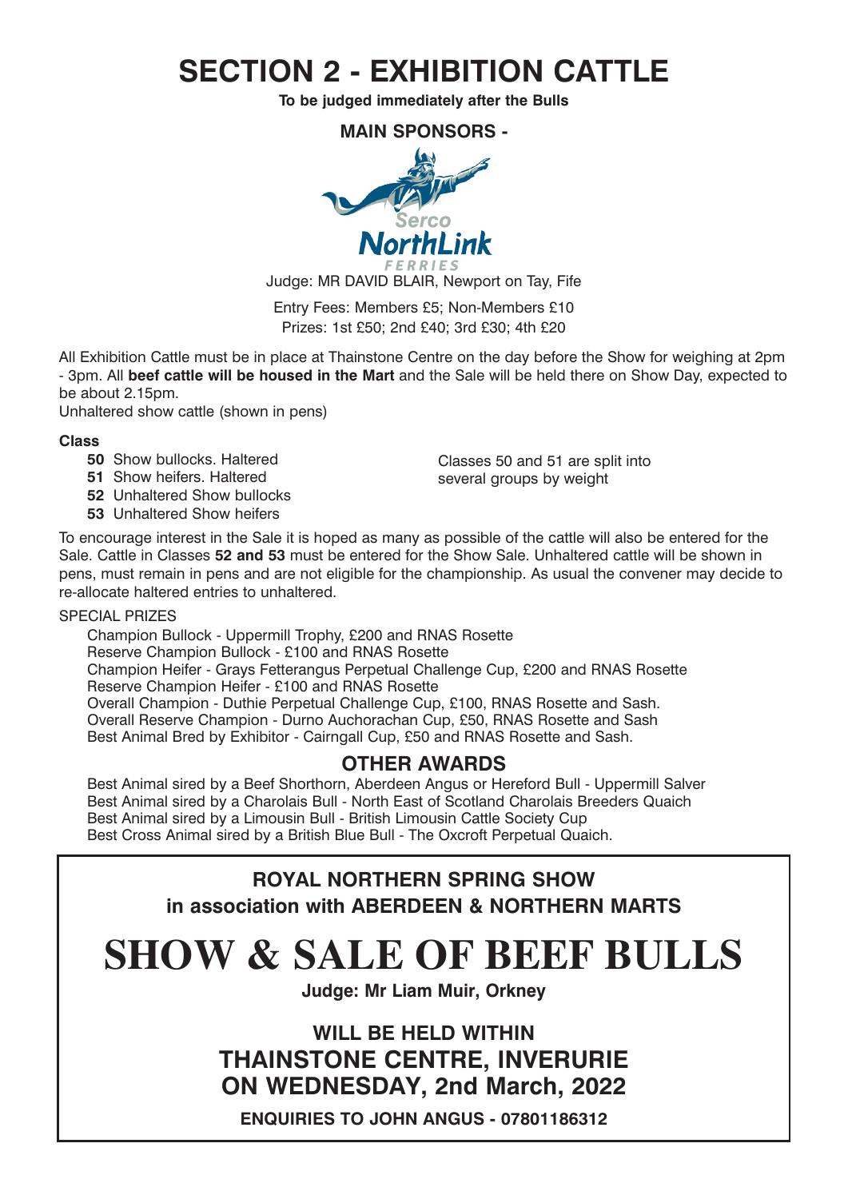# SECTION 2 - EXHIBITION CATTLE

**To be judged immediately after the Bulls**

**MAIN SPONSORS -**

Serco NorthLink FERRIES

Judge: MR DAVID BLAIR, Newport on Tay, Fife

Entry Fees: Members £5; Non-Members £10
Prizes: 1st £50; 2nd £40; 3rd £30; 4th £20

All Exhibition Cattle must be in place at Thainstone Centre on the day before the Show for weighing at 2pm - 3pm. All **beef cattle will be housed in the Mart** and the Sale will be held there on Show Day, expected to be about 2.15pm.
Unhaltered show cattle (shown in pens)

**Class**

- **50** Show bullocks. Haltered
- **51** Show heifers. Haltered
- **52** Unhaltered Show bullocks
- **53** Unhaltered Show heifers

Classes 50 and 51 are split into several groups by weight

To encourage interest in the Sale it is hoped as many as possible of the cattle will also be entered for the Sale. Cattle in Classes **52 and 53** must be entered for the Show Sale. Unhaltered cattle will be shown in pens, must remain in pens and are not eligible for the championship. As usual the convener may decide to re-allocate haltered entries to unhaltered.

SPECIAL PRIZES

Champion Bullock - Uppermill Trophy, £200 and RNAS Rosette
Reserve Champion Bullock - £100 and RNAS Rosette
Champion Heifer - Grays Fetterangus Perpetual Challenge Cup, £200 and RNAS Rosette
Reserve Champion Heifer - £100 and RNAS Rosette
Overall Champion - Duthie Perpetual Challenge Cup, £100, RNAS Rosette and Sash.
Overall Reserve Champion - Durno Auchorachan Cup, £50, RNAS Rosette and Sash
Best Animal Bred by Exhibitor - Cairngall Cup, £50 and RNAS Rosette and Sash.

## OTHER AWARDS

Best Animal sired by a Beef Shorthorn, Aberdeen Angus or Hereford Bull - Uppermill Salver
Best Animal sired by a Charolais Bull - North East of Scotland Charolais Breeders Quaich
Best Animal sired by a Limousin Bull - British Limousin Cattle Society Cup
Best Cross Animal sired by a British Blue Bull - The Oxcroft Perpetual Quaich.

**ROYAL NORTHERN SPRING SHOW**
**in association with ABERDEEN & NORTHERN MARTS**

# SHOW & SALE OF BEEF BULLS

**Judge: Mr Liam Muir, Orkney**

**WILL BE HELD WITHIN**
**THAINSTONE CENTRE, INVERURIE**
**ON WEDNESDAY, 2nd March, 2022**

**ENQUIRIES TO JOHN ANGUS - 07801186312**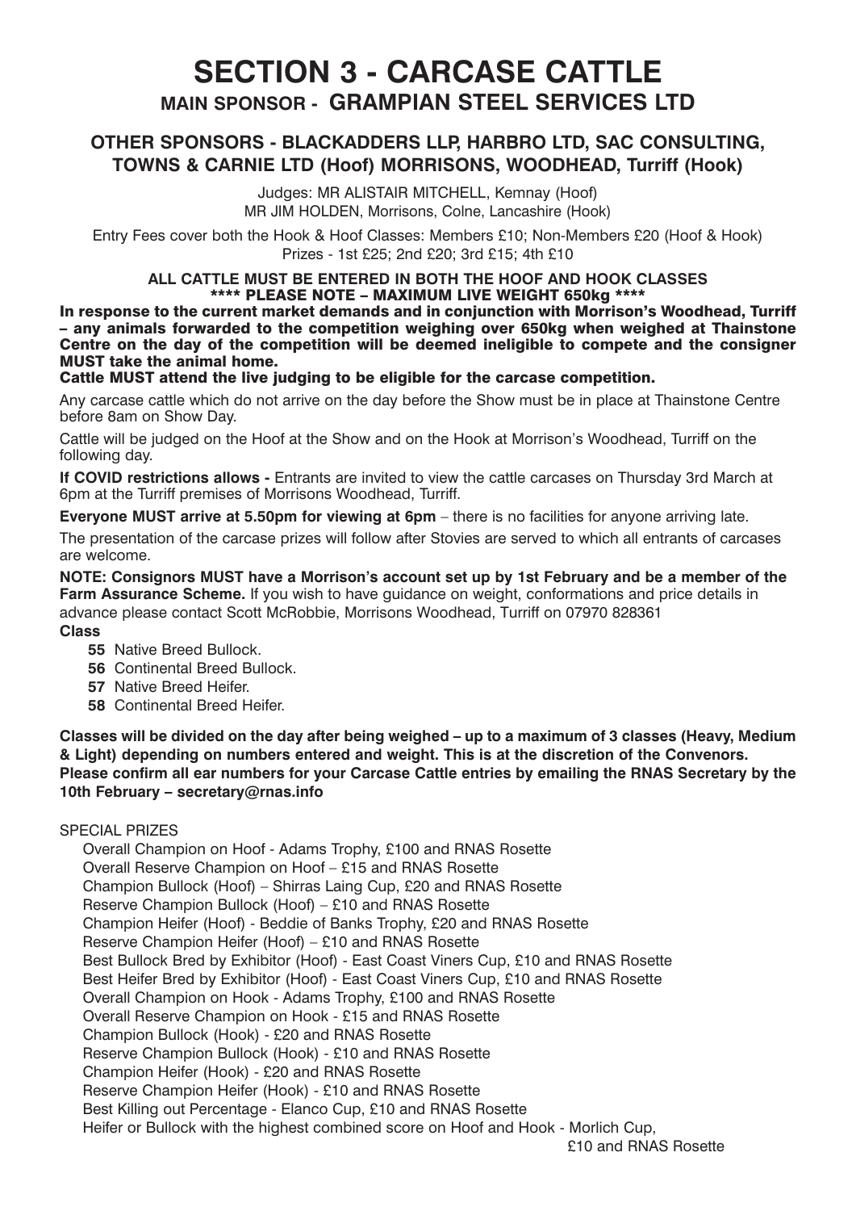# SECTION 3 - CARCASE CATTLE

## MAIN SPONSOR - GRAMPIAN STEEL SERVICES LTD

### OTHER SPONSORS - BLACKADDERS LLP, HARBRO LTD, SAC CONSULTING, TOWNS & CARNIE LTD (Hoof) MORRISONS, WOODHEAD, Turriff (Hook)

Judges: MR ALISTAIR MITCHELL, Kemnay (Hoof)
MR JIM HOLDEN, Morrisons, Colne, Lancashire (Hook)

Entry Fees cover both the Hook & Hoof Classes: Members £10; Non-Members £20 (Hoof & Hook)
Prizes - 1st £25; 2nd £20; 3rd £15; 4th £10

**ALL CATTLE MUST BE ENTERED IN BOTH THE HOOF AND HOOK CLASSES**
**\*\*\*\* PLEASE NOTE – MAXIMUM LIVE WEIGHT 650kg \*\*\*\***

**In response to the current market demands and in conjunction with Morrison's Woodhead, Turriff – any animals forwarded to the competition weighing over 650kg when weighed at Thainstone Centre on the day of the competition will be deemed ineligible to compete and the consigner MUST take the animal home.**

**Cattle MUST attend the live judging to be eligible for the carcase competition.**

Any carcase cattle which do not arrive on the day before the Show must be in place at Thainstone Centre before 8am on Show Day.

Cattle will be judged on the Hoof at the Show and on the Hook at Morrison's Woodhead, Turriff on the following day.

**If COVID restrictions allows -** Entrants are invited to view the cattle carcases on Thursday 3rd March at 6pm at the Turriff premises of Morrisons Woodhead, Turriff.

**Everyone MUST arrive at 5.50pm for viewing at 6pm** – there is no facilities for anyone arriving late.

The presentation of the carcase prizes will follow after Stovies are served to which all entrants of carcases are welcome.

**NOTE: Consignors MUST have a Morrison's account set up by 1st February and be a member of the Farm Assurance Scheme.** If you wish to have guidance on weight, conformations and price details in advance please contact Scott McRobbie, Morrisons Woodhead, Turriff on 07970 828361

**Class**

- **55** Native Breed Bullock.
- **56** Continental Breed Bullock.
- **57** Native Breed Heifer.
- **58** Continental Breed Heifer.

**Classes will be divided on the day after being weighed – up to a maximum of 3 classes (Heavy, Medium & Light) depending on numbers entered and weight. This is at the discretion of the Convenors. Please confirm all ear numbers for your Carcase Cattle entries by emailing the RNAS Secretary by the 10th February – secretary@rnas.info**

SPECIAL PRIZES

- Overall Champion on Hoof - Adams Trophy, £100 and RNAS Rosette
- Overall Reserve Champion on Hoof – £15 and RNAS Rosette
- Champion Bullock (Hoof) – Shirras Laing Cup, £20 and RNAS Rosette
- Reserve Champion Bullock (Hoof) – £10 and RNAS Rosette
- Champion Heifer (Hoof) - Beddie of Banks Trophy, £20 and RNAS Rosette
- Reserve Champion Heifer (Hoof) – £10 and RNAS Rosette
- Best Bullock Bred by Exhibitor (Hoof) - East Coast Viners Cup, £10 and RNAS Rosette
- Best Heifer Bred by Exhibitor (Hoof) - East Coast Viners Cup, £10 and RNAS Rosette
- Overall Champion on Hook - Adams Trophy, £100 and RNAS Rosette
- Overall Reserve Champion on Hook - £15 and RNAS Rosette
- Champion Bullock (Hook) - £20 and RNAS Rosette
- Reserve Champion Bullock (Hook) - £10 and RNAS Rosette
- Champion Heifer (Hook) - £20 and RNAS Rosette
- Reserve Champion Heifer (Hook) - £10 and RNAS Rosette
- Best Killing out Percentage - Elanco Cup, £10 and RNAS Rosette
- Heifer or Bullock with the highest combined score on Hoof and Hook - Morlich Cup, £10 and RNAS Rosette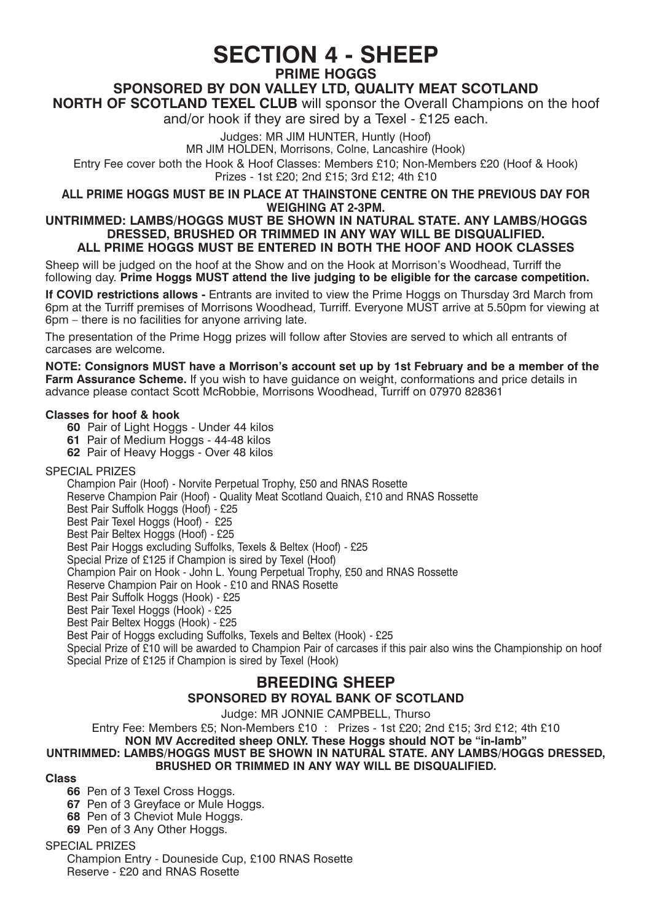# SECTION 4 - SHEEP

## PRIME HOGGS

### SPONSORED BY DON VALLEY LTD, QUALITY MEAT SCOTLAND

**NORTH OF SCOTLAND TEXEL CLUB** will sponsor the Overall Champions on the hoof and/or hook if they are sired by a Texel - £125 each.

Judges: MR JIM HUNTER, Huntly (Hoof)
MR JIM HOLDEN, Morrisons, Colne, Lancashire (Hook)

Entry Fee cover both the Hook & Hoof Classes: Members £10; Non-Members £20 (Hoof & Hook)
Prizes - 1st £20; 2nd £15; 3rd £12; 4th £10

**ALL PRIME HOGGS MUST BE IN PLACE AT THAINSTONE CENTRE ON THE PREVIOUS DAY FOR WEIGHING AT 2-3PM.**

**UNTRIMMED: LAMBS/HOGGS MUST BE SHOWN IN NATURAL STATE. ANY LAMBS/HOGGS DRESSED, BRUSHED OR TRIMMED IN ANY WAY WILL BE DISQUALIFIED.**

**ALL PRIME HOGGS MUST BE ENTERED IN BOTH THE HOOF AND HOOK CLASSES**

Sheep will be judged on the hoof at the Show and on the Hook at Morrison's Woodhead, Turriff the following day. **Prime Hoggs MUST attend the live judging to be eligible for the carcase competition.**

**If COVID restrictions allows -** Entrants are invited to view the Prime Hoggs on Thursday 3rd March from 6pm at the Turriff premises of Morrisons Woodhead, Turriff. Everyone MUST arrive at 5.50pm for viewing at 6pm – there is no facilities for anyone arriving late.

The presentation of the Prime Hogg prizes will follow after Stovies are served to which all entrants of carcases are welcome.

**NOTE: Consignors MUST have a Morrison's account set up by 1st February and be a member of the Farm Assurance Scheme.** If you wish to have guidance on weight, conformations and price details in advance please contact Scott McRobbie, Morrisons Woodhead, Turriff on 07970 828361

**Classes for hoof & hook**

- **60** Pair of Light Hoggs - Under 44 kilos
- **61** Pair of Medium Hoggs - 44-48 kilos
- **62** Pair of Heavy Hoggs - Over 48 kilos

SPECIAL PRIZES

- Champion Pair (Hoof) - Norvite Perpetual Trophy, £50 and RNAS Rosette
- Reserve Champion Pair (Hoof) - Quality Meat Scotland Quaich, £10 and RNAS Rossette
- Best Pair Suffolk Hoggs (Hoof) - £25
- Best Pair Texel Hoggs (Hoof) - £25
- Best Pair Beltex Hoggs (Hoof) - £25
- Best Pair Hoggs excluding Suffolks, Texels & Beltex (Hoof) - £25
- Special Prize of £125 if Champion is sired by Texel (Hoof)
- Champion Pair on Hook - John L. Young Perpetual Trophy, £50 and RNAS Rossette
- Reserve Champion Pair on Hook - £10 and RNAS Rosette
- Best Pair Suffolk Hoggs (Hook) - £25
- Best Pair Texel Hoggs (Hook) - £25
- Best Pair Beltex Hoggs (Hook) - £25
- Best Pair of Hoggs excluding Suffolks, Texels and Beltex (Hook) - £25
- Special Prize of £10 will be awarded to Champion Pair of carcases if this pair also wins the Championship on hoof
- Special Prize of £125 if Champion is sired by Texel (Hook)

## BREEDING SHEEP

### SPONSORED BY ROYAL BANK OF SCOTLAND

Judge: MR JONNIE CAMPBELL, Thurso

Entry Fee: Members £5; Non-Members £10 : Prizes - 1st £20; 2nd £15; 3rd £12; 4th £10

**NON MV Accredited sheep ONLY. These Hoggs should NOT be "in-lamb"**

**UNTRIMMED: LAMBS/HOGGS MUST BE SHOWN IN NATURAL STATE. ANY LAMBS/HOGGS DRESSED, BRUSHED OR TRIMMED IN ANY WAY WILL BE DISQUALIFIED.**

**Class**

- **66** Pen of 3 Texel Cross Hoggs.
- **67** Pen of 3 Greyface or Mule Hoggs.
- **68** Pen of 3 Cheviot Mule Hoggs.
- **69** Pen of 3 Any Other Hoggs.

SPECIAL PRIZES

- Champion Entry - Douneside Cup, £100 RNAS Rosette
- Reserve - £20 and RNAS Rosette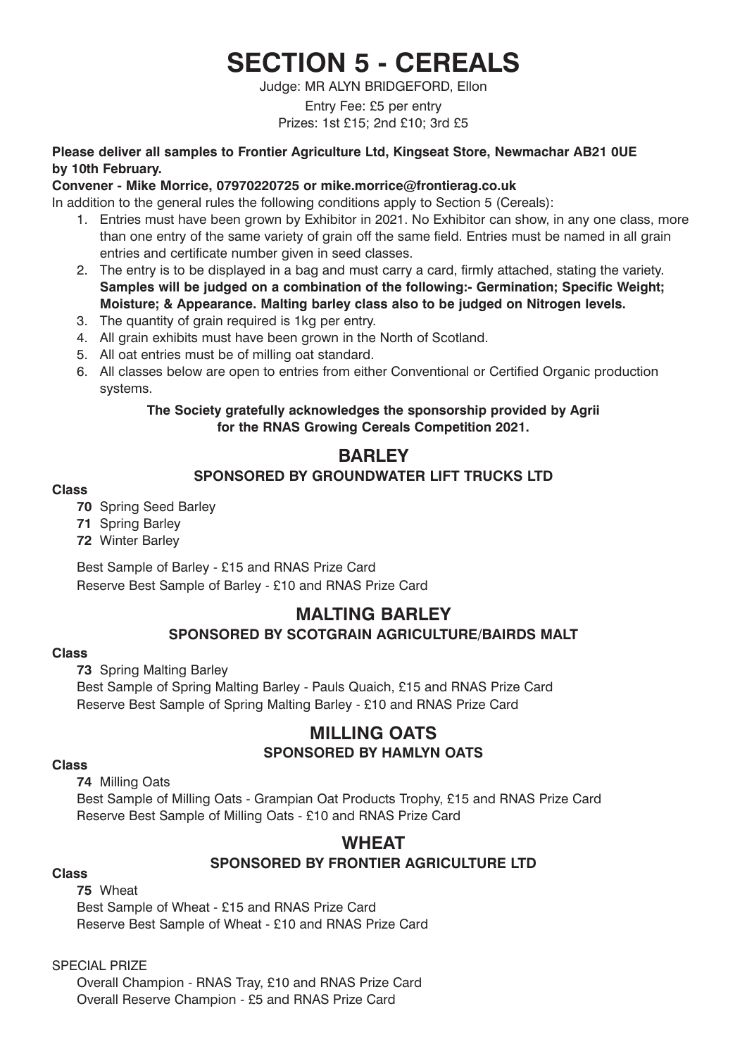# SECTION 5 - CEREALS

Judge: MR ALYN BRIDGEFORD, Ellon

Entry Fee: £5 per entry

Prizes: 1st £15; 2nd £10; 3rd £5

**Please deliver all samples to Frontier Agriculture Ltd, Kingseat Store, Newmachar AB21 0UE by 10th February.**

**Convener - Mike Morrice, 07970220725 or mike.morrice@frontierag.co.uk**

In addition to the general rules the following conditions apply to Section 5 (Cereals):

1. Entries must have been grown by Exhibitor in 2021. No Exhibitor can show, in any one class, more than one entry of the same variety of grain off the same field. Entries must be named in all grain entries and certificate number given in seed classes.
2. The entry is to be displayed in a bag and must carry a card, firmly attached, stating the variety. **Samples will be judged on a combination of the following:- Germination; Specific Weight; Moisture; & Appearance. Malting barley class also to be judged on Nitrogen levels.**
3. The quantity of grain required is 1kg per entry.
4. All grain exhibits must have been grown in the North of Scotland.
5. All oat entries must be of milling oat standard.
6. All classes below are open to entries from either Conventional or Certified Organic production systems.

**The Society gratefully acknowledges the sponsorship provided by Agrii for the RNAS Growing Cereals Competition 2021.**

## BARLEY

### SPONSORED BY GROUNDWATER LIFT TRUCKS LTD

**Class**

**70** Spring Seed Barley
**71** Spring Barley
**72** Winter Barley

Best Sample of Barley - £15 and RNAS Prize Card
Reserve Best Sample of Barley - £10 and RNAS Prize Card

## MALTING BARLEY

### SPONSORED BY SCOTGRAIN AGRICULTURE/BAIRDS MALT

**Class**

**73** Spring Malting Barley
Best Sample of Spring Malting Barley - Pauls Quaich, £15 and RNAS Prize Card
Reserve Best Sample of Spring Malting Barley - £10 and RNAS Prize Card

## MILLING OATS

### SPONSORED BY HAMLYN OATS

**Class**

**74** Milling Oats
Best Sample of Milling Oats - Grampian Oat Products Trophy, £15 and RNAS Prize Card
Reserve Best Sample of Milling Oats - £10 and RNAS Prize Card

## WHEAT

### SPONSORED BY FRONTIER AGRICULTURE LTD

**Class**

**75** Wheat
Best Sample of Wheat - £15 and RNAS Prize Card
Reserve Best Sample of Wheat - £10 and RNAS Prize Card

SPECIAL PRIZE

Overall Champion - RNAS Tray, £10 and RNAS Prize Card
Overall Reserve Champion - £5 and RNAS Prize Card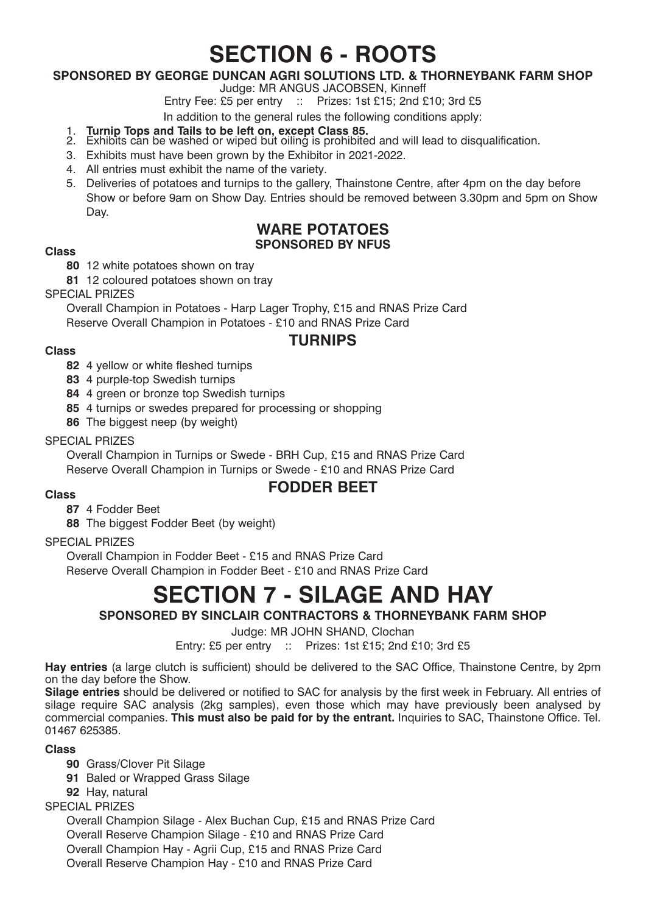# SECTION 6 - ROOTS

**SPONSORED BY GEORGE DUNCAN AGRI SOLUTIONS LTD. & THORNEYBANK FARM SHOP**

Judge: MR ANGUS JACOBSEN, Kinneff

Entry Fee: £5 per entry :: Prizes: 1st £15; 2nd £10; 3rd £5

In addition to the general rules the following conditions apply:

1. **Turnip Tops and Tails to be left on, except Class 85.**
2. Exhibits can be washed or wiped but oiling is prohibited and will lead to disqualification.
3. Exhibits must have been grown by the Exhibitor in 2021-2022.
4. All entries must exhibit the name of the variety.
5. Deliveries of potatoes and turnips to the gallery, Thainstone Centre, after 4pm on the day before Show or before 9am on Show Day. Entries should be removed between 3.30pm and 5pm on Show Day.

## WARE POTATOES

**SPONSORED BY NFUS**

**Class**

- **80** 12 white potatoes shown on tray
- **81** 12 coloured potatoes shown on tray

SPECIAL PRIZES

Overall Champion in Potatoes - Harp Lager Trophy, £15 and RNAS Prize Card

Reserve Overall Champion in Potatoes - £10 and RNAS Prize Card

## TURNIPS

**Class**

- **82** 4 yellow or white fleshed turnips
- **83** 4 purple-top Swedish turnips
- **84** 4 green or bronze top Swedish turnips
- **85** 4 turnips or swedes prepared for processing or shopping
- **86** The biggest neep (by weight)

SPECIAL PRIZES

Overall Champion in Turnips or Swede - BRH Cup, £15 and RNAS Prize Card

Reserve Overall Champion in Turnips or Swede - £10 and RNAS Prize Card

## FODDER BEET

**Class**

- **87** 4 Fodder Beet
- **88** The biggest Fodder Beet (by weight)

SPECIAL PRIZES

Overall Champion in Fodder Beet - £15 and RNAS Prize Card

Reserve Overall Champion in Fodder Beet - £10 and RNAS Prize Card

# SECTION 7 - SILAGE AND HAY

**SPONSORED BY SINCLAIR CONTRACTORS & THORNEYBANK FARM SHOP**

Judge: MR JOHN SHAND, Clochan

Entry: £5 per entry :: Prizes: 1st £15; 2nd £10; 3rd £5

**Hay entries** (a large clutch is sufficient) should be delivered to the SAC Office, Thainstone Centre, by 2pm on the day before the Show.

**Silage entries** should be delivered or notified to SAC for analysis by the first week in February. All entries of silage require SAC analysis (2kg samples), even those which may have previously been analysed by commercial companies. **This must also be paid for by the entrant.** Inquiries to SAC, Thainstone Office. Tel. 01467 625385.

**Class**

- **90** Grass/Clover Pit Silage
- **91** Baled or Wrapped Grass Silage
- **92** Hay, natural

SPECIAL PRIZES

Overall Champion Silage - Alex Buchan Cup, £15 and RNAS Prize Card

Overall Reserve Champion Silage - £10 and RNAS Prize Card

Overall Champion Hay - Agrii Cup, £15 and RNAS Prize Card

Overall Reserve Champion Hay - £10 and RNAS Prize Card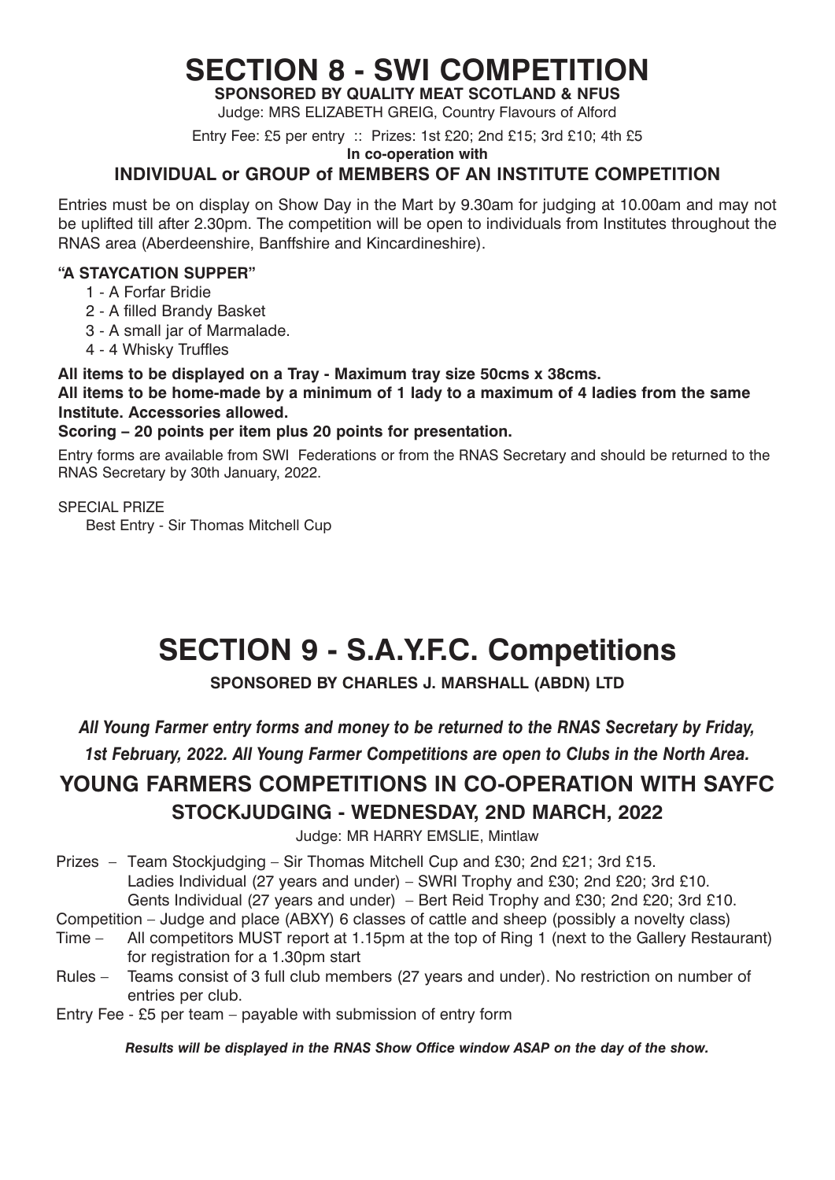# SECTION 8 - SWI COMPETITION

**SPONSORED BY QUALITY MEAT SCOTLAND & NFUS**

Judge: MRS ELIZABETH GREIG, Country Flavours of Alford

Entry Fee: £5 per entry :: Prizes: 1st £20; 2nd £15; 3rd £10; 4th £5

**In co-operation with**

### INDIVIDUAL or GROUP of MEMBERS OF AN INSTITUTE COMPETITION

Entries must be on display on Show Day in the Mart by 9.30am for judging at 10.00am and may not be uplifted till after 2.30pm. The competition will be open to individuals from Institutes throughout the RNAS area (Aberdeenshire, Banffshire and Kincardineshire).

**"A STAYCATION SUPPER"**

1 - A Forfar Bridie
2 - A filled Brandy Basket
3 - A small jar of Marmalade.
4 - 4 Whisky Truffles

**All items to be displayed on a Tray - Maximum tray size 50cms x 38cms.**
**All items to be home-made by a minimum of 1 lady to a maximum of 4 ladies from the same Institute. Accessories allowed.**
**Scoring – 20 points per item plus 20 points for presentation.**

Entry forms are available from SWI Federations or from the RNAS Secretary and should be returned to the RNAS Secretary by 30th January, 2022.

SPECIAL PRIZE
Best Entry - Sir Thomas Mitchell Cup

# SECTION 9 - S.A.Y.F.C. Competitions

**SPONSORED BY CHARLES J. MARSHALL (ABDN) LTD**

***All Young Farmer entry forms and money to be returned to the RNAS Secretary by Friday, 1st February, 2022. All Young Farmer Competitions are open to Clubs in the North Area.***

## YOUNG FARMERS COMPETITIONS IN CO-OPERATION WITH SAYFC

### STOCKJUDGING - WEDNESDAY, 2ND MARCH, 2022

Judge: MR HARRY EMSLIE, Mintlaw

Prizes – Team Stockjudging – Sir Thomas Mitchell Cup and £30; 2nd £21; 3rd £15.
Ladies Individual (27 years and under) – SWRI Trophy and £30; 2nd £20; 3rd £10.
Gents Individual (27 years and under) – Bert Reid Trophy and £30; 2nd £20; 3rd £10.

Competition – Judge and place (ABXY) 6 classes of cattle and sheep (possibly a novelty class)

Time – All competitors MUST report at 1.15pm at the top of Ring 1 (next to the Gallery Restaurant) for registration for a 1.30pm start

Rules – Teams consist of 3 full club members (27 years and under). No restriction on number of entries per club.

Entry Fee - £5 per team – payable with submission of entry form

***Results will be displayed in the RNAS Show Office window ASAP on the day of the show.***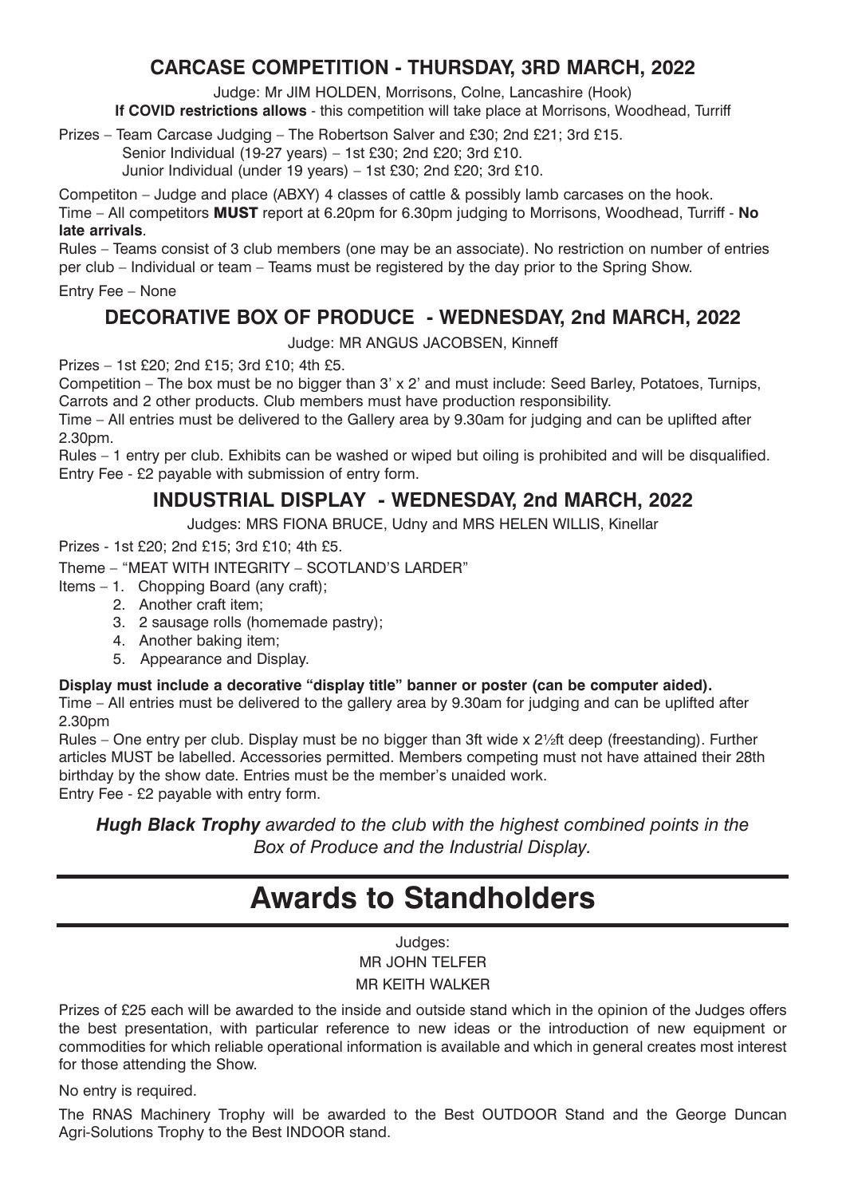## CARCASE COMPETITION - THURSDAY, 3RD MARCH, 2022

Judge: Mr JIM HOLDEN, Morrisons, Colne, Lancashire (Hook)

**If COVID restrictions allows** - this competition will take place at Morrisons, Woodhead, Turriff

Prizes – Team Carcase Judging – The Robertson Salver and £30; 2nd £21; 3rd £15.
Senior Individual (19-27 years) – 1st £30; 2nd £20; 3rd £10.
Junior Individual (under 19 years) – 1st £30; 2nd £20; 3rd £10.

Competiton – Judge and place (ABXY) 4 classes of cattle & possibly lamb carcases on the hook.

Time – All competitors **MUST** report at 6.20pm for 6.30pm judging to Morrisons, Woodhead, Turriff - **No late arrivals**.

Rules – Teams consist of 3 club members (one may be an associate). No restriction on number of entries per club – Individual or team – Teams must be registered by the day prior to the Spring Show.

Entry Fee – None

## DECORATIVE BOX OF PRODUCE - WEDNESDAY, 2nd MARCH, 2022

Judge: MR ANGUS JACOBSEN, Kinneff

Prizes – 1st £20; 2nd £15; 3rd £10; 4th £5.

Competition – The box must be no bigger than 3' x 2' and must include: Seed Barley, Potatoes, Turnips, Carrots and 2 other products. Club members must have production responsibility.

Time – All entries must be delivered to the Gallery area by 9.30am for judging and can be uplifted after 2.30pm.

Rules – 1 entry per club. Exhibits can be washed or wiped but oiling is prohibited and will be disqualified.

Entry Fee - £2 payable with submission of entry form.

## INDUSTRIAL DISPLAY - WEDNESDAY, 2nd MARCH, 2022

Judges: MRS FIONA BRUCE, Udny and MRS HELEN WILLIS, Kinellar

Prizes - 1st £20; 2nd £15; 3rd £10; 4th £5.

Theme – "MEAT WITH INTEGRITY – SCOTLAND'S LARDER"

Items –
1. Chopping Board (any craft);
2. Another craft item;
3. 2 sausage rolls (homemade pastry);
4. Another baking item;
5. Appearance and Display.

**Display must include a decorative "display title" banner or poster (can be computer aided).**

Time – All entries must be delivered to the gallery area by 9.30am for judging and can be uplifted after 2.30pm

Rules – One entry per club. Display must be no bigger than 3ft wide x 2½ft deep (freestanding). Further articles MUST be labelled. Accessories permitted. Members competing must not have attained their 28th birthday by the show date. Entries must be the member's unaided work.

Entry Fee - £2 payable with entry form.

***Hugh Black Trophy*** *awarded to the club with the highest combined points in the Box of Produce and the Industrial Display.*

# Awards to Standholders

Judges:
MR JOHN TELFER
MR KEITH WALKER

Prizes of £25 each will be awarded to the inside and outside stand which in the opinion of the Judges offers the best presentation, with particular reference to new ideas or the introduction of new equipment or commodities for which reliable operational information is available and which in general creates most interest for those attending the Show.

No entry is required.

The RNAS Machinery Trophy will be awarded to the Best OUTDOOR Stand and the George Duncan Agri-Solutions Trophy to the Best INDOOR stand.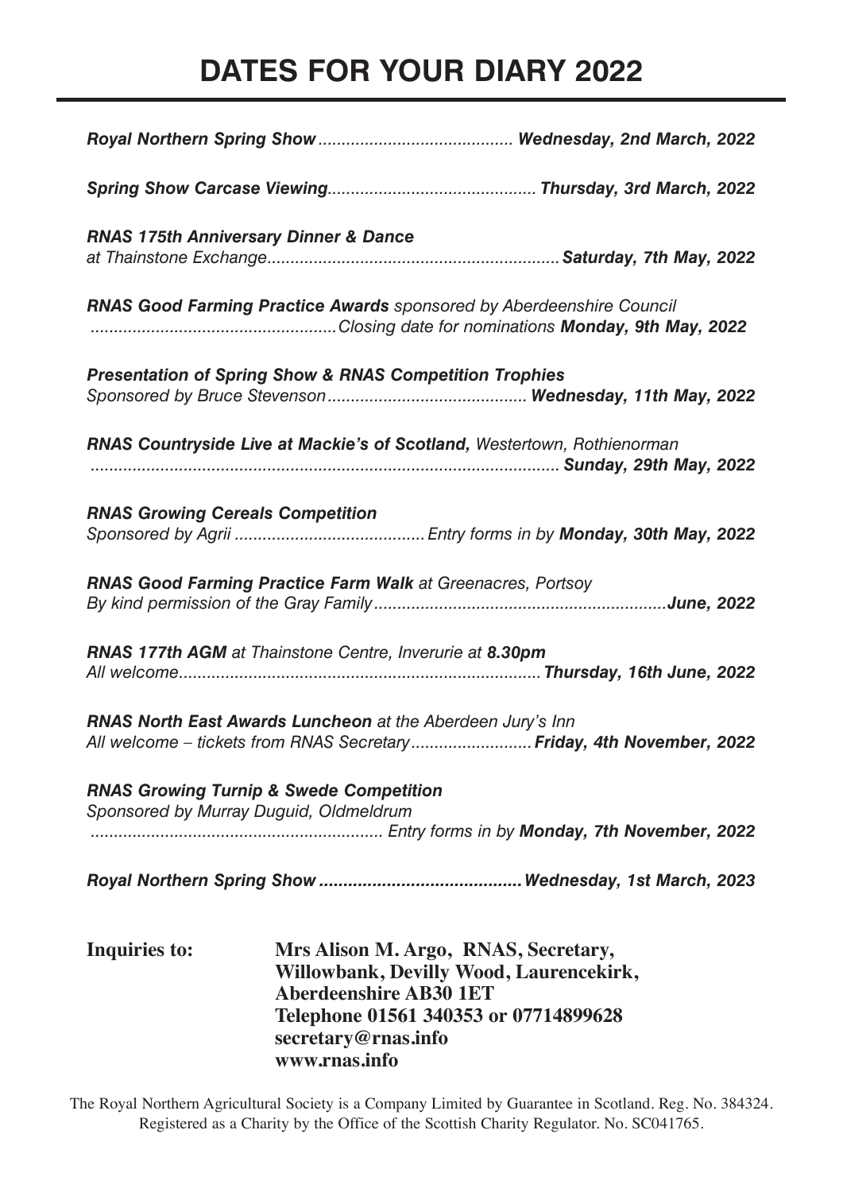# DATES FOR YOUR DIARY 2022

***Royal Northern Spring Show*** ........................................ ***Wednesday, 2nd March, 2022***

***Spring Show Carcase Viewing***........................................... ***Thursday, 3rd March, 2022***

***RNAS 175th Anniversary Dinner & Dance***
*at Thainstone Exchange*............................................................. ***Saturday, 7th May, 2022***

***RNAS Good Farming Practice Awards*** *sponsored by Aberdeenshire Council*
*....................................................Closing date for nominations* ***Monday, 9th May, 2022***

***Presentation of Spring Show & RNAS Competition Trophies***
*Sponsored by Bruce Stevenson*.......................................... ***Wednesday, 11th May, 2022***

***RNAS Countryside Live at Mackie's of Scotland,*** *Westertown, Rothienorman*
*...................................................................................................* ***Sunday, 29th May, 2022***

***RNAS Growing Cereals Competition***
*Sponsored by Agrii ........................................ Entry forms in by* ***Monday, 30th May, 2022***

***RNAS Good Farming Practice Farm Walk*** *at Greenacres, Portsoy*
*By kind permission of the Gray Family*..............................................................***June, 2022***

***RNAS 177th AGM*** *at Thainstone Centre, Inverurie at* ***8.30pm***
*All welcome*............................................................................ ***Thursday, 16th June, 2022***

***RNAS North East Awards Luncheon*** *at the Aberdeen Jury's Inn*
*All welcome – tickets from RNAS Secretary*.......................... ***Friday, 4th November, 2022***

***RNAS Growing Turnip & Swede Competition***
*Sponsored by Murray Duguid, Oldmeldrum*
*.............................................................. Entry forms in by* ***Monday, 7th November, 2022***

***Royal Northern Spring Show .......................................... Wednesday, 1st March, 2023***

**Inquiries to:** **Mrs Alison M. Argo, RNAS, Secretary,**
**Willowbank, Devilly Wood, Laurencekirk,**
**Aberdeenshire AB30 1ET**
**Telephone 01561 340353 or 07714899628**
**secretary@rnas.info**
**www.rnas.info**

The Royal Northern Agricultural Society is a Company Limited by Guarantee in Scotland. Reg. No. 384324.
Registered as a Charity by the Office of the Scottish Charity Regulator. No. SC041765.